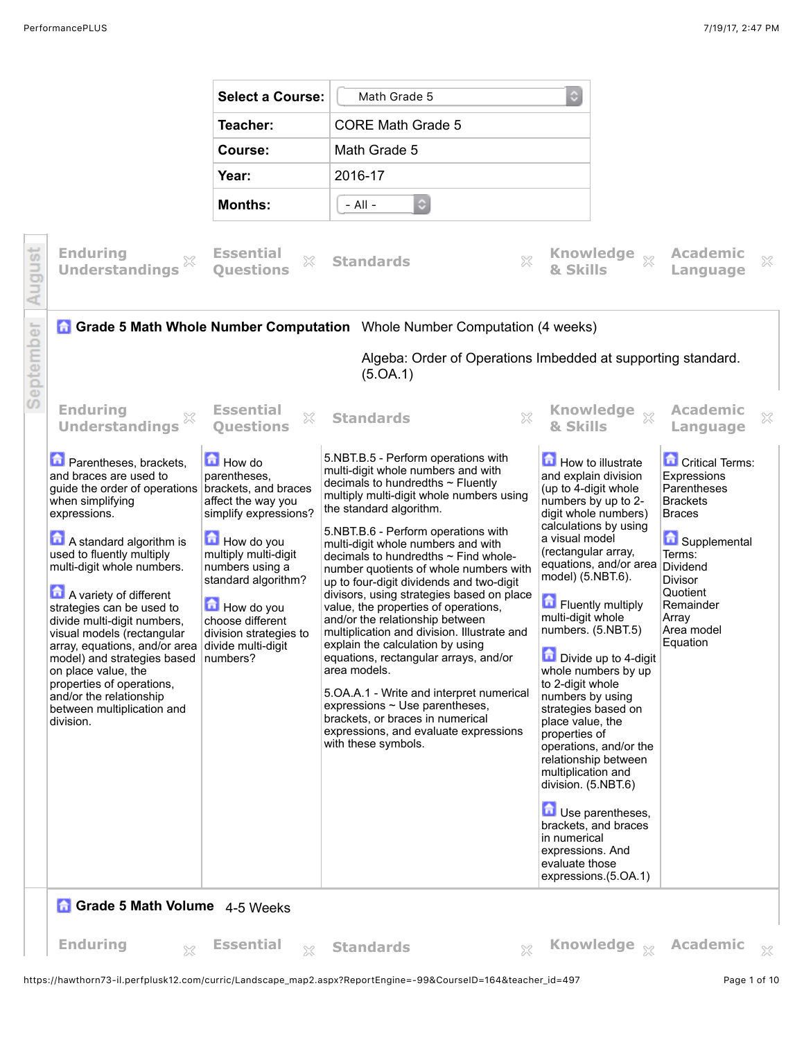| Select a Course: | Math Grade 5 |
| --- | --- |
| Teacher: | CORE Math Grade 5 |
| Course: | Math Grade 5 |
| Year: | 2016-17 |
| Months: | - All - |

August

| Enduring Understandings | Essential Questions | Standards | Knowledge & Skills | Academic Language |
| --- | --- | --- | --- | --- |

September

## Grade 5 Math Whole Number Computation

Whole Number Computation (4 weeks)

Algeba: Order of Operations Imbedded at supporting standard. (5.OA.1)

| Enduring Understandings | Essential Questions | Standards | Knowledge & Skills | Academic Language |
| --- | --- | --- | --- | --- |
| Parentheses, brackets, and braces are used to guide the order of operations when simplifying expressions.<br><br>A standard algorithm is used to fluently multiply multi-digit whole numbers.<br><br>A variety of different strategies can be used to divide multi-digit numbers, visual models (rectangular array, equations, and/or area model) and strategies based on place value, the properties of operations, and/or the relationship between multiplication and division. | How do parentheses, brackets, and braces affect the way you simplify expressions?<br><br>How do you multiply multi-digit numbers using a standard algorithm?<br><br>How do you choose different division strategies to divide multi-digit numbers? | 5.NBT.B.5 - Perform operations with multi-digit whole numbers and with decimals to hundredths ~ Fluently multiply multi-digit whole numbers using the standard algorithm.<br><br>5.NBT.B.6 - Perform operations with multi-digit whole numbers and with decimals to hundredths ~ Find whole-number quotients of whole numbers with up to four-digit dividends and two-digit divisors, using strategies based on place value, the properties of operations, and/or the relationship between multiplication and division. Illustrate and explain the calculation by using equations, rectangular arrays, and/or area models.<br><br>5.OA.A.1 - Write and interpret numerical expressions ~ Use parentheses, brackets, or braces in numerical expressions, and evaluate expressions with these symbols. | How to illustrate and explain division (up to 4-digit whole numbers by up to 2-digit whole numbers) calculations by using a visual model (rectangular array, equations, and/or area model) (5.NBT.6).<br><br>Fluently multiply multi-digit whole numbers. (5.NBT.5)<br><br>Divide up to 4-digit whole numbers by up to 2-digit whole numbers by using strategies based on place value, the properties of operations, and/or the relationship between multiplication and division. (5.NBT.6)<br><br>Use parentheses, brackets, and braces in numerical expressions. And evaluate those expressions.(5.OA.1) | Critical Terms:<br>Expressions<br>Parentheses<br>Brackets<br>Braces<br><br>Supplemental Terms:<br>Dividend<br>Divisor<br>Quotient<br>Remainder<br>Array<br>Area model<br>Equation |

## Grade 5 Math Volume

4-5 Weeks

| Enduring | Essential | Standards | Knowledge | Academic |
| --- | --- | --- | --- | --- |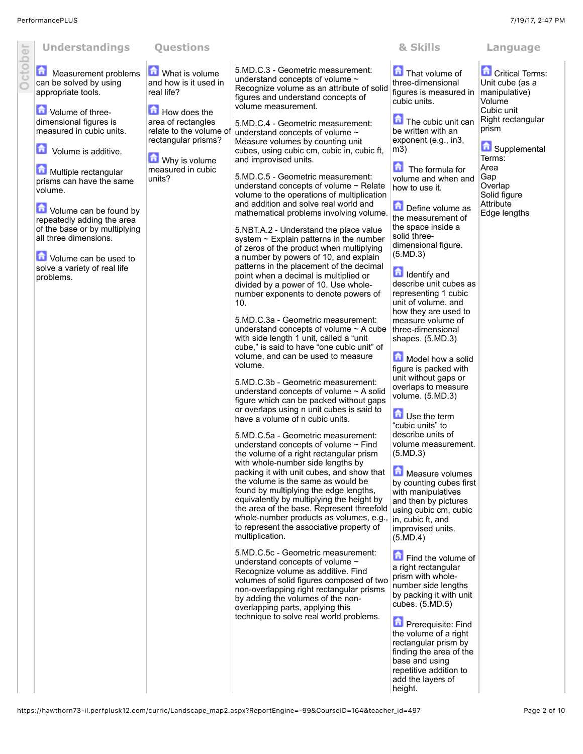| October | Understandings | Questions | | & Skills | Language |
|---|---|---|---|---|---|
| | Measurement problems can be solved by using appropriate tools.<br><br>Volume of three-dimensional figures is measured in cubic units.<br><br>Volume is additive.<br><br>Multiple rectangular prisms can have the same volume.<br><br>Volume can be found by repeatedly adding the area of the base or by multiplying all three dimensions.<br><br>Volume can be used to solve a variety of real life problems. | What is volume and how is it used in real life?<br><br>How does the area of rectangles relate to the volume of rectangular prisms?<br><br>Why is volume measured in cubic units? | 5.MD.C.3 - Geometric measurement: understand concepts of volume ~ Recognize volume as an attribute of solid figures and understand concepts of volume measurement.<br><br>5.MD.C.4 - Geometric measurement: understand concepts of volume ~ Measure volumes by counting unit cubes, using cubic cm, cubic in, cubic ft, and improvised units.<br><br>5.MD.C.5 - Geometric measurement: understand concepts of volume ~ Relate volume to the operations of multiplication and addition and solve real world and mathematical problems involving volume.<br><br>5.NBT.A.2 - Understand the place value system ~ Explain patterns in the number of zeros of the product when multiplying a number by powers of 10, and explain patterns in the placement of the decimal point when a decimal is multiplied or divided by a power of 10. Use whole-number exponents to denote powers of 10.<br><br>5.MD.C.3a - Geometric measurement: understand concepts of volume ~ A cube with side length 1 unit, called a "unit cube," is said to have "one cubic unit" of volume, and can be used to measure volume.<br><br>5.MD.C.3b - Geometric measurement: understand concepts of volume ~ A solid figure which can be packed without gaps or overlaps using n unit cubes is said to have a volume of n cubic units.<br><br>5.MD.C.5a - Geometric measurement: understand concepts of volume ~ Find the volume of a right rectangular prism with whole-number side lengths by packing it with unit cubes, and show that the volume is the same as would be found by multiplying the edge lengths, equivalently by multiplying the height by the area of the base. Represent threefold whole-number products as volumes, e.g., to represent the associative property of multiplication.<br><br>5.MD.C.5c - Geometric measurement: understand concepts of volume ~ Recognize volume as additive. Find volumes of solid figures composed of two non-overlapping right rectangular prisms by adding the volumes of the non-overlapping parts, applying this technique to solve real world problems. | That volume of three-dimensional figures is measured in cubic units.<br><br>The cubic unit can be written with an exponent (e.g., in3, m3)<br><br>The formula for volume and when and how to use it.<br><br>Define volume as the measurement of the space inside a solid three-dimensional figure. (5.MD.3)<br><br>Identify and describe unit cubes as representing 1 cubic unit of volume, and how they are used to measure volume of three-dimensional shapes. (5.MD.3)<br><br>Model how a solid figure is packed with unit without gaps or overlaps to measure volume. (5.MD.3)<br><br>Use the term "cubic units" to describe units of volume measurement. (5.MD.3)<br><br>Measure volumes by counting cubes first with manipulatives and then by pictures using cubic cm, cubic in, cubic ft, and improvised units. (5.MD.4)<br><br>Find the volume of a right rectangular prism with whole-number side lengths by packing it with unit cubes. (5.MD.5)<br><br>Prerequisite: Find the volume of a right rectangular prism by finding the area of the base and using repetitive addition to add the layers of height. | Critical Terms:<br>Unit cube (as a manipulative)<br>Volume<br>Cubic unit<br>Right rectangular prism<br><br>Supplemental Terms:<br>Area<br>Gap<br>Overlap<br>Solid figure<br>Attribute<br>Edge lengths |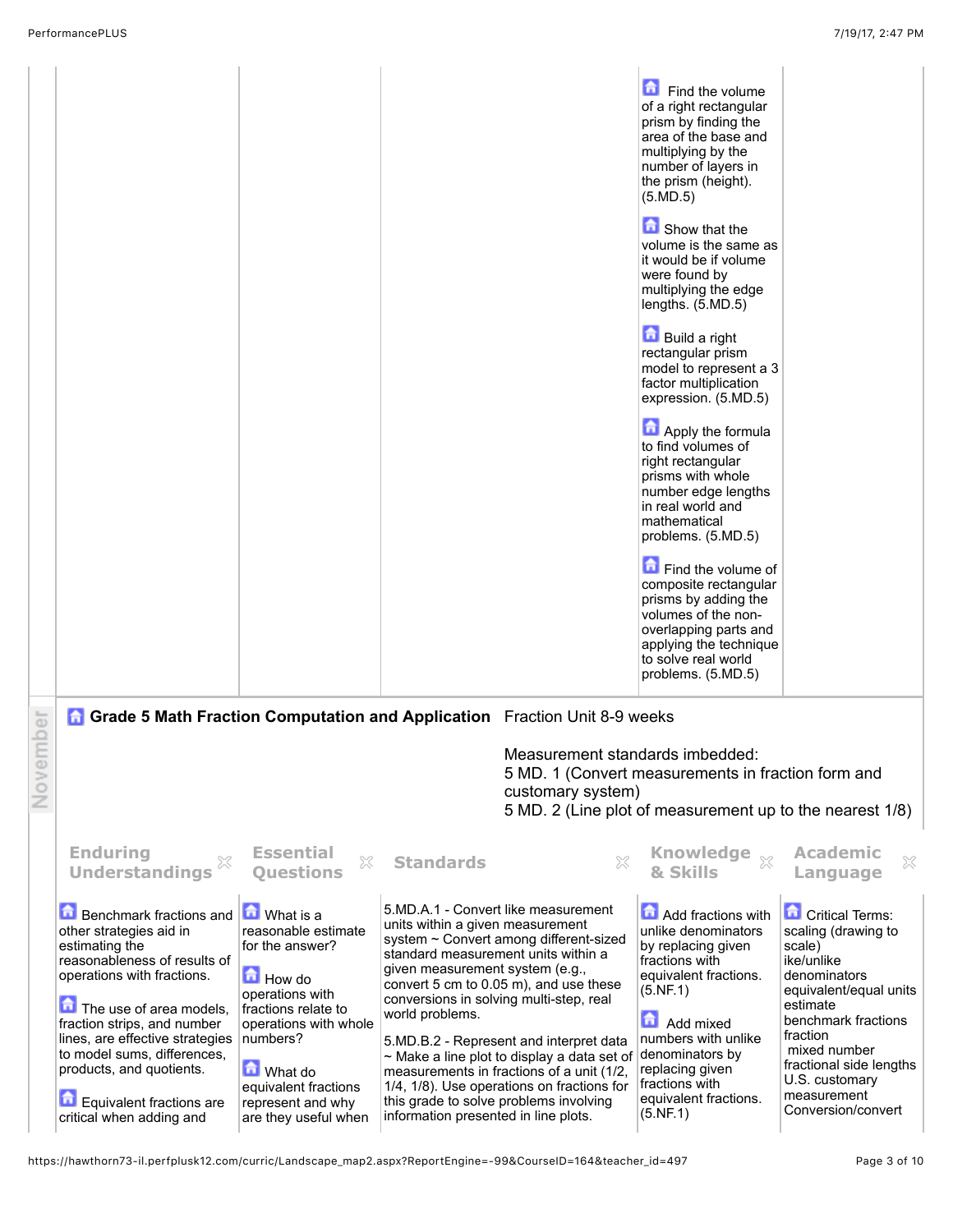| | | | | |
|---|---|---|---|---|
| | | | Find the volume of a right rectangular prism by finding the area of the base and multiplying by the number of layers in the prism (height). (5.MD.5)<br><br>Show that the volume is the same as it would be if volume were found by multiplying the edge lengths. (5.MD.5)<br><br>Build a right rectangular prism model to represent a 3 factor multiplication expression. (5.MD.5)<br><br>Apply the formula to find volumes of right rectangular prisms with whole number edge lengths in real world and mathematical problems. (5.MD.5)<br><br>Find the volume of composite rectangular prisms by adding the volumes of the non-overlapping parts and applying the technique to solve real world problems. (5.MD.5) | |

November

## Grade 5 Math Fraction Computation and Application

Fraction Unit 8-9 weeks

Measurement standards imbedded:
5 MD. 1 (Convert measurements in fraction form and customary system)
5 MD. 2 (Line plot of measurement up to the nearest 1/8)

| Enduring Understandings | Essential Questions | Standards | Knowledge & Skills | Academic Language |
|---|---|---|---|---|
| Benchmark fractions and other strategies aid in estimating the reasonableness of results of operations with fractions.<br><br>The use of area models, fraction strips, and number lines, are effective strategies to model sums, differences, products, and quotients.<br><br>Equivalent fractions are critical when adding and | What is a reasonable estimate for the answer?<br><br>How do operations with fractions relate to operations with whole numbers?<br><br>What do equivalent fractions represent and why are they useful when | 5.MD.A.1 - Convert like measurement units within a given measurement system ~ Convert among different-sized standard measurement units within a given measurement system (e.g., convert 5 cm to 0.05 m), and use these conversions in solving multi-step, real world problems.<br><br>5.MD.B.2 - Represent and interpret data ~ Make a line plot to display a data set of measurements in fractions of a unit (1/2, 1/4, 1/8). Use operations on fractions for this grade to solve problems involving information presented in line plots. | Add fractions with unlike denominators by replacing given fractions with equivalent fractions. (5.NF.1)<br><br>Add mixed numbers with unlike denominators by replacing given fractions with equivalent fractions. (5.NF.1) | Critical Terms:<br>scaling (drawing to scale)<br>ike/unlike denominators<br>equivalent/equal units<br>estimate<br>benchmark fractions<br>fraction<br>mixed number<br>fractional side lengths<br>U.S. customary measurement<br>Conversion/convert |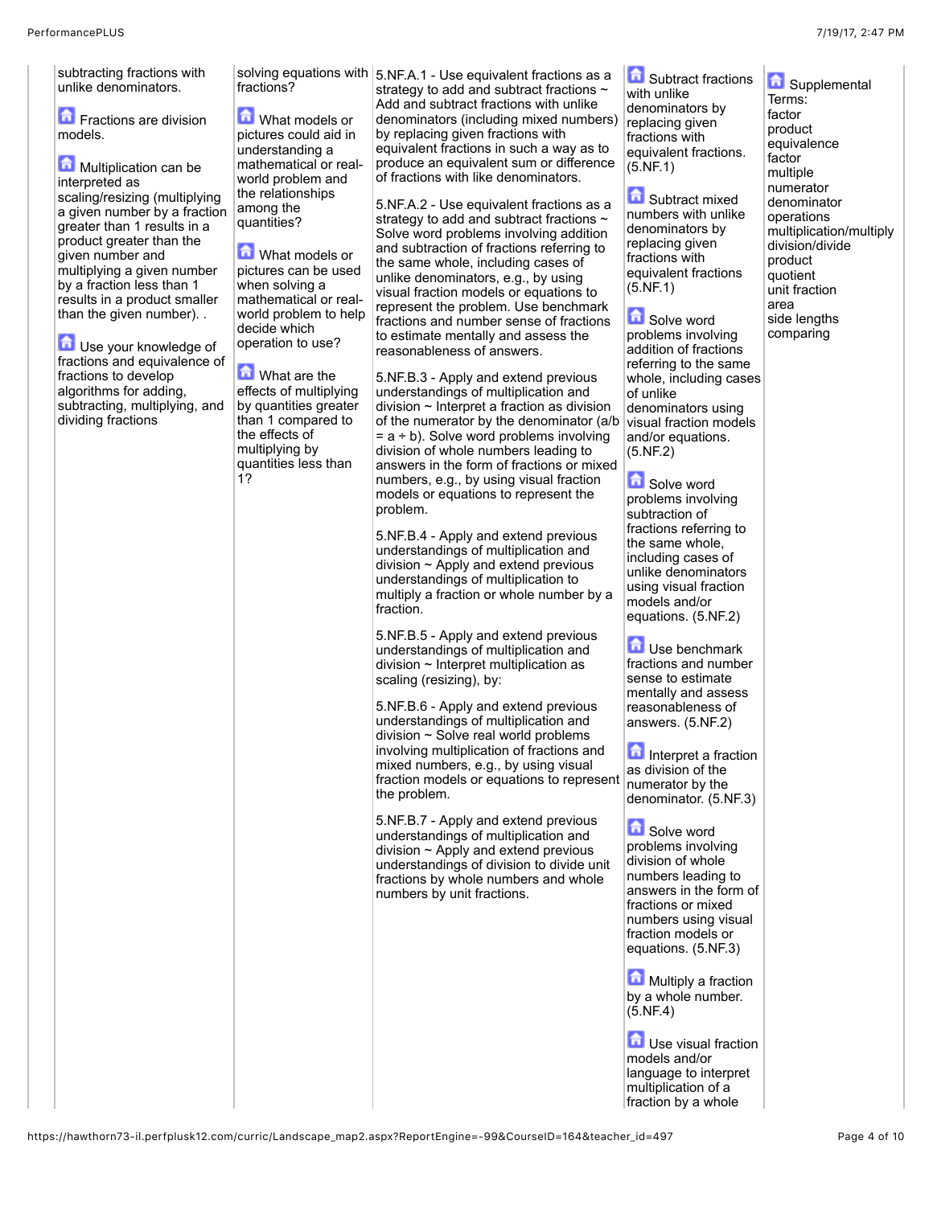| | | | | |
|---|---|---|---|---|
| subtracting fractions with unlike denominators.<br><br>Fractions are division models.<br><br>Multiplication can be interpreted as scaling/resizing (multiplying a given number by a fraction greater than 1 results in a product greater than the given number and multiplying a given number by a fraction less than 1 results in a product smaller than the given number). .<br><br>Use your knowledge of fractions and equivalence of fractions to develop algorithms for adding, subtracting, multiplying, and dividing fractions | solving equations with fractions?<br><br>What models or pictures could aid in understanding a mathematical or real-world problem and the relationships among the quantities?<br><br>What models or pictures can be used when solving a mathematical or real-world problem to help decide which operation to use?<br><br>What are the effects of multiplying by quantities greater than 1 compared to the effects of multiplying by quantities less than 1? | 5.NF.A.1 - Use equivalent fractions as a strategy to add and subtract fractions ~ Add and subtract fractions with unlike denominators (including mixed numbers) by replacing given fractions with equivalent fractions in such a way as to produce an equivalent sum or difference of fractions with like denominators.<br><br>5.NF.A.2 - Use equivalent fractions as a strategy to add and subtract fractions ~ Solve word problems involving addition and subtraction of fractions referring to the same whole, including cases of unlike denominators, e.g., by using visual fraction models or equations to represent the problem. Use benchmark fractions and number sense of fractions to estimate mentally and assess the reasonableness of answers.<br><br>5.NF.B.3 - Apply and extend previous understandings of multiplication and division ~ Interpret a fraction as division of the numerator by the denominator (a/b = a ÷ b). Solve word problems involving division of whole numbers leading to answers in the form of fractions or mixed numbers, e.g., by using visual fraction models or equations to represent the problem.<br><br>5.NF.B.4 - Apply and extend previous understandings of multiplication and division ~ Apply and extend previous understandings of multiplication to multiply a fraction or whole number by a fraction.<br><br>5.NF.B.5 - Apply and extend previous understandings of multiplication and division ~ Interpret multiplication as scaling (resizing), by:<br><br>5.NF.B.6 - Apply and extend previous understandings of multiplication and division ~ Solve real world problems involving multiplication of fractions and mixed numbers, e.g., by using visual fraction models or equations to represent the problem.<br><br>5.NF.B.7 - Apply and extend previous understandings of multiplication and division ~ Apply and extend previous understandings of division to divide unit fractions by whole numbers and whole numbers by unit fractions. | Subtract fractions with unlike denominators by replacing given fractions with equivalent fractions. (5.NF.1)<br><br>Subtract mixed numbers with unlike denominators by replacing given fractions with equivalent fractions (5.NF.1)<br><br>Solve word problems involving addition of fractions referring to the same whole, including cases of unlike denominators using visual fraction models and/or equations. (5.NF.2)<br><br>Solve word problems involving subtraction of fractions referring to the same whole, including cases of unlike denominators using visual fraction models and/or equations. (5.NF.2)<br><br>Use benchmark fractions and number sense to estimate mentally and assess reasonableness of answers. (5.NF.2)<br><br>Interpret a fraction as division of the numerator by the denominator. (5.NF.3)<br><br>Solve word problems involving division of whole numbers leading to answers in the form of fractions or mixed numbers using visual fraction models or equations. (5.NF.3)<br><br>Multiply a fraction by a whole number. (5.NF.4)<br><br>Use visual fraction models and/or language to interpret multiplication of a fraction by a whole | Supplemental Terms:<br>factor<br>product<br>equivalence<br>factor<br>multiple<br>numerator<br>denominator<br>operations<br>multiplication/multiply<br>division/divide<br>product<br>quotient<br>unit fraction<br>area<br>side lengths<br>comparing |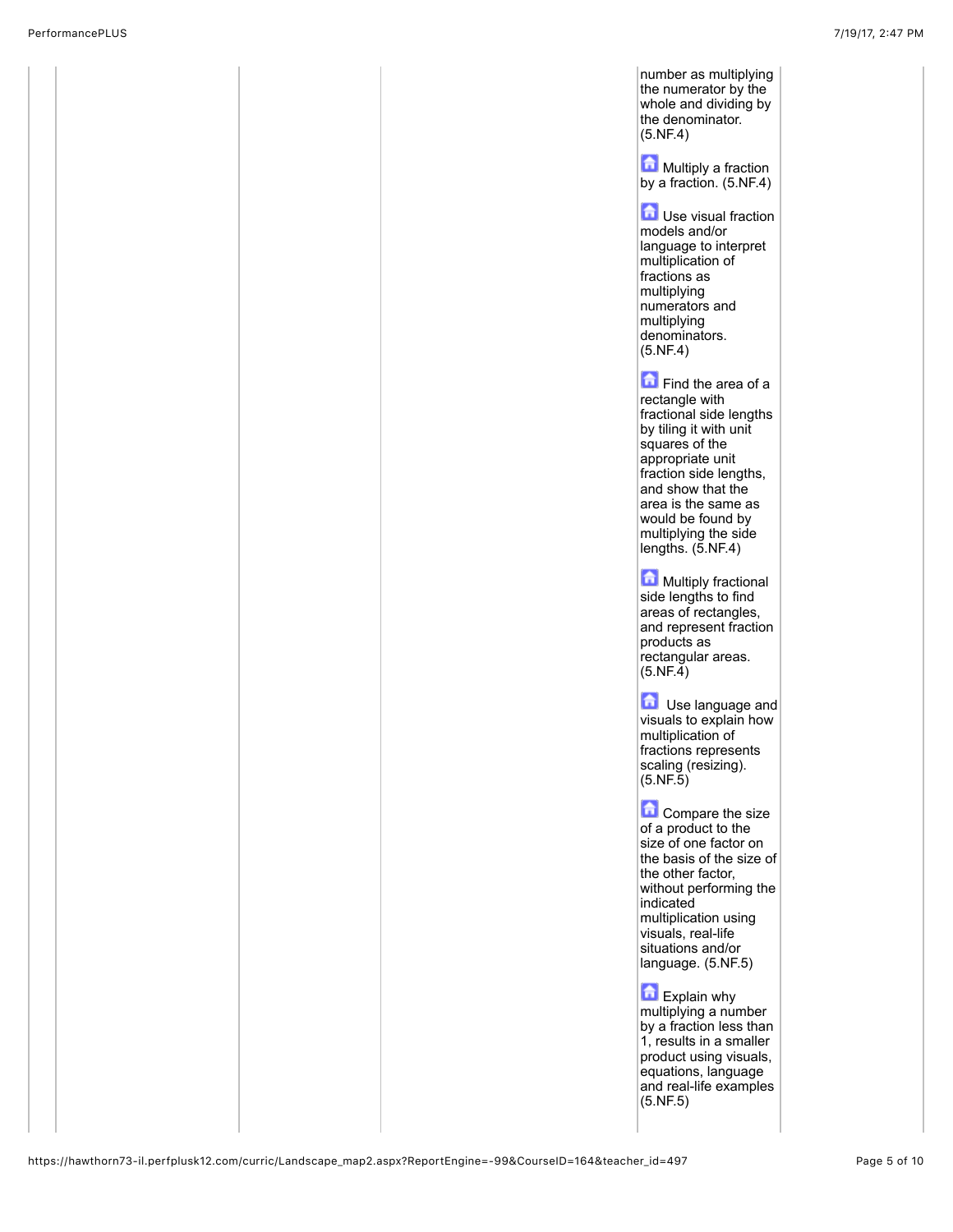| | | | | | |
|---|---|---|---|---|---|
| | | | | number as multiplying the numerator by the whole and dividing by the denominator. (5.NF.4)<br><br>Multiply a fraction by a fraction. (5.NF.4)<br><br>Use visual fraction models and/or language to interpret multiplication of fractions as multiplying numerators and multiplying denominators. (5.NF.4)<br><br>Find the area of a rectangle with fractional side lengths by tiling it with unit squares of the appropriate unit fraction side lengths, and show that the area is the same as would be found by multiplying the side lengths. (5.NF.4)<br><br>Multiply fractional side lengths to find areas of rectangles, and represent fraction products as rectangular areas. (5.NF.4)<br><br>Use language and visuals to explain how multiplication of fractions represents scaling (resizing). (5.NF.5)<br><br>Compare the size of a product to the size of one factor on the basis of the size of the other factor, without performing the indicated multiplication using visuals, real-life situations and/or language. (5.NF.5)<br><br>Explain why multiplying a number by a fraction less than 1, results in a smaller product using visuals, equations, language and real-life examples (5.NF.5) | |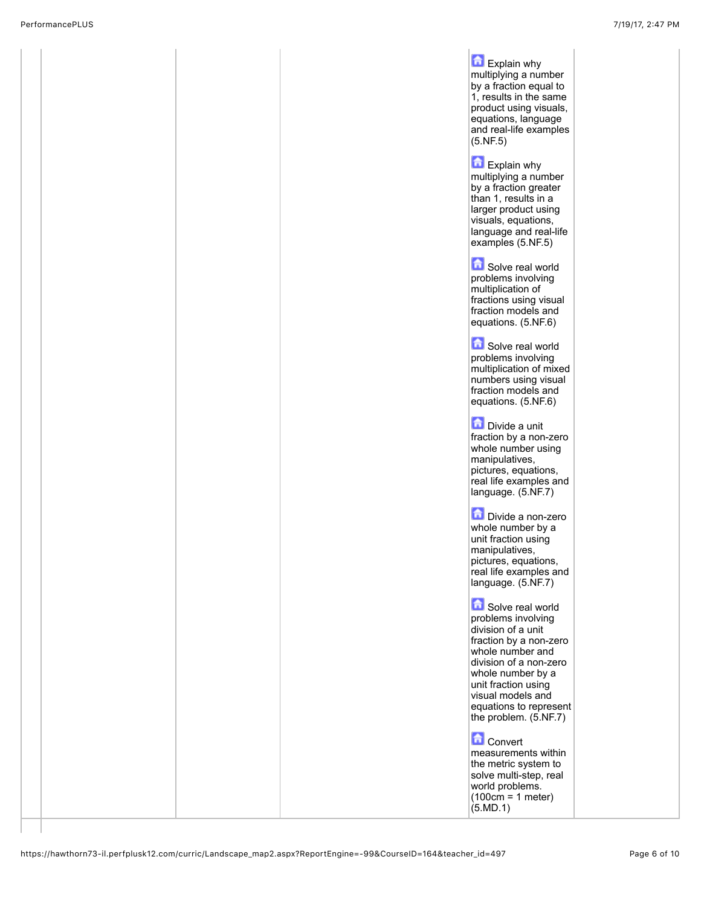| | | | | | |
|---|---|---|---|---|---|
| | | | | Explain why multiplying a number by a fraction equal to 1, results in the same product using visuals, equations, language and real-life examples (5.NF.5)<br><br>Explain why multiplying a number by a fraction greater than 1, results in a larger product using visuals, equations, language and real-life examples (5.NF.5)<br><br>Solve real world problems involving multiplication of fractions using visual fraction models and equations. (5.NF.6)<br><br>Solve real world problems involving multiplication of mixed numbers using visual fraction models and equations. (5.NF.6)<br><br>Divide a unit fraction by a non-zero whole number using manipulatives, pictures, equations, real life examples and language. (5.NF.7)<br><br>Divide a non-zero whole number by a unit fraction using manipulatives, pictures, equations, real life examples and language. (5.NF.7)<br><br>Solve real world problems involving division of a unit fraction by a non-zero whole number and division of a non-zero whole number by a unit fraction using visual models and equations to represent the problem. (5.NF.7)<br><br>Convert measurements within the metric system to solve multi-step, real world problems. (100cm = 1 meter) (5.MD.1) | |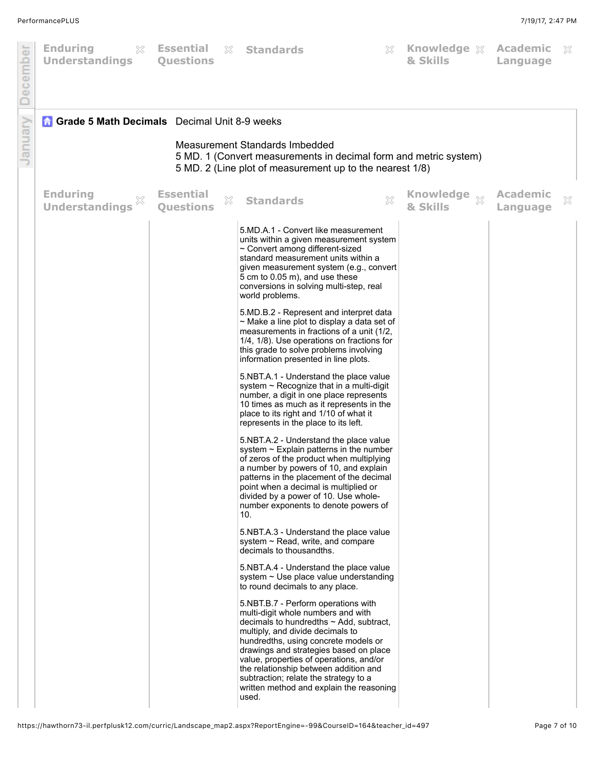| Enduring Understandings | Essential Questions | Standards | Knowledge & Skills | Academic Language |
|---|---|---|---|---|

## Grade 5 Math Decimals

Decimal Unit 8-9 weeks

Measurement Standards Imbedded
5 MD. 1 (Convert measurements in decimal form and metric system)
5 MD. 2 (Line plot of measurement up to the nearest 1/8)

| Enduring Understandings | Essential Questions | Standards | Knowledge & Skills | Academic Language |
|---|---|---|---|---|
| | | 5.MD.A.1 - Convert like measurement units within a given measurement system ~ Convert among different-sized standard measurement units within a given measurement system (e.g., convert 5 cm to 0.05 m), and use these conversions in solving multi-step, real world problems.<br><br>5.MD.B.2 - Represent and interpret data ~ Make a line plot to display a data set of measurements in fractions of a unit (1/2, 1/4, 1/8). Use operations on fractions for this grade to solve problems involving information presented in line plots.<br><br>5.NBT.A.1 - Understand the place value system ~ Recognize that in a multi-digit number, a digit in one place represents 10 times as much as it represents in the place to its right and 1/10 of what it represents in the place to its left.<br><br>5.NBT.A.2 - Understand the place value system ~ Explain patterns in the number of zeros of the product when multiplying a number by powers of 10, and explain patterns in the placement of the decimal point when a decimal is multiplied or divided by a power of 10. Use whole-number exponents to denote powers of 10.<br><br>5.NBT.A.3 - Understand the place value system ~ Read, write, and compare decimals to thousandths.<br><br>5.NBT.A.4 - Understand the place value system ~ Use place value understanding to round decimals to any place.<br><br>5.NBT.B.7 - Perform operations with multi-digit whole numbers and with decimals to hundredths ~ Add, subtract, multiply, and divide decimals to hundredths, using concrete models or drawings and strategies based on place value, properties of operations, and/or the relationship between addition and subtraction; relate the strategy to a written method and explain the reasoning used. | | |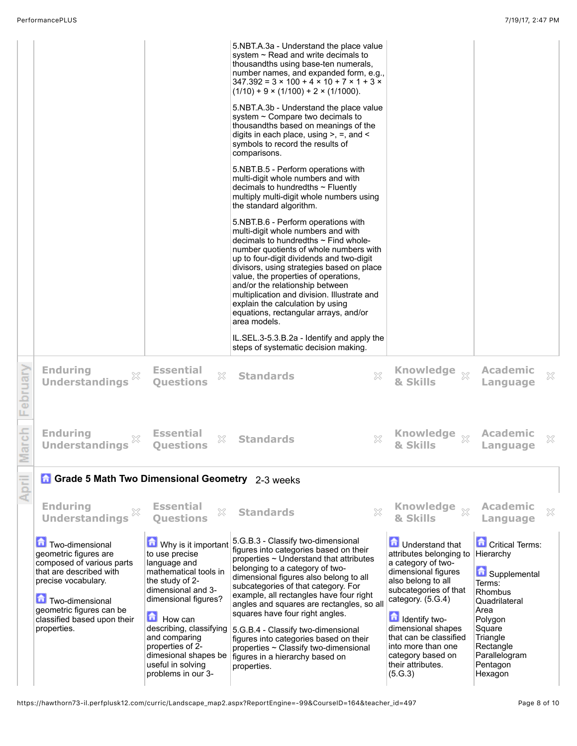| | | | | |
|---|---|---|---|---|
| | | 5.NBT.A.3a - Understand the place value system ~ Read and write decimals to thousandths using base-ten numerals, number names, and expanded form, e.g., 347.392 = 3 × 100 + 4 × 10 + 7 × 1 + 3 × (1/10) + 9 × (1/100) + 2 × (1/1000).<br><br>5.NBT.A.3b - Understand the place value system ~ Compare two decimals to thousandths based on meanings of the digits in each place, using >, =, and < symbols to record the results of comparisons.<br><br>5.NBT.B.5 - Perform operations with multi-digit whole numbers and with decimals to hundredths ~ Fluently multiply multi-digit whole numbers using the standard algorithm.<br><br>5.NBT.B.6 - Perform operations with multi-digit whole numbers and with decimals to hundredths ~ Find whole-number quotients of whole numbers with up to four-digit dividends and two-digit divisors, using strategies based on place value, the properties of operations, and/or the relationship between multiplication and division. Illustrate and explain the calculation by using equations, rectangular arrays, and/or area models.<br><br>IL.SEL.3-5.3.B.2a - Identify and apply the steps of systematic decision making. | | |

## February

| Enduring Understandings | Essential Questions | Standards | Knowledge & Skills | Academic Language |
|---|---|---|---|---|

## March

| Enduring Understandings | Essential Questions | Standards | Knowledge & Skills | Academic Language |
|---|---|---|---|---|

## April

### Grade 5 Math Two Dimensional Geometry 2-3 weeks

| Enduring Understandings | Essential Questions | Standards | Knowledge & Skills | Academic Language |
|---|---|---|---|---|
| Two-dimensional geometric figures are composed of various parts that are described with precise vocabulary.<br><br>Two-dimensional geometric figures can be classified based upon their properties. | Why is it important to use precise language and mathematical tools in the study of 2-dimensional and 3-dimensional figures?<br><br>How can describing, classifying and comparing properties of 2-dimesional shapes be useful in solving problems in our 3- | 5.G.B.3 - Classify two-dimensional figures into categories based on their properties ~ Understand that attributes belonging to a category of two-dimensional figures also belong to all subcategories of that category. For example, all rectangles have four right angles and squares are rectangles, so all squares have four right angles.<br><br>5.G.B.4 - Classify two-dimensional figures into categories based on their properties ~ Classify two-dimensional figures in a hierarchy based on properties. | Understand that attributes belonging to a category of two-dimensional figures also belong to all subcategories of that category. (5.G.4)<br><br>Identify two-dimensional shapes that can be classified into more than one category based on their attributes. (5.G.3) | Critical Terms: Hierarchy<br><br>Supplemental Terms: Rhombus Quadrilateral Area Polygon Square Triangle Rectangle Parallelogram Pentagon Hexagon |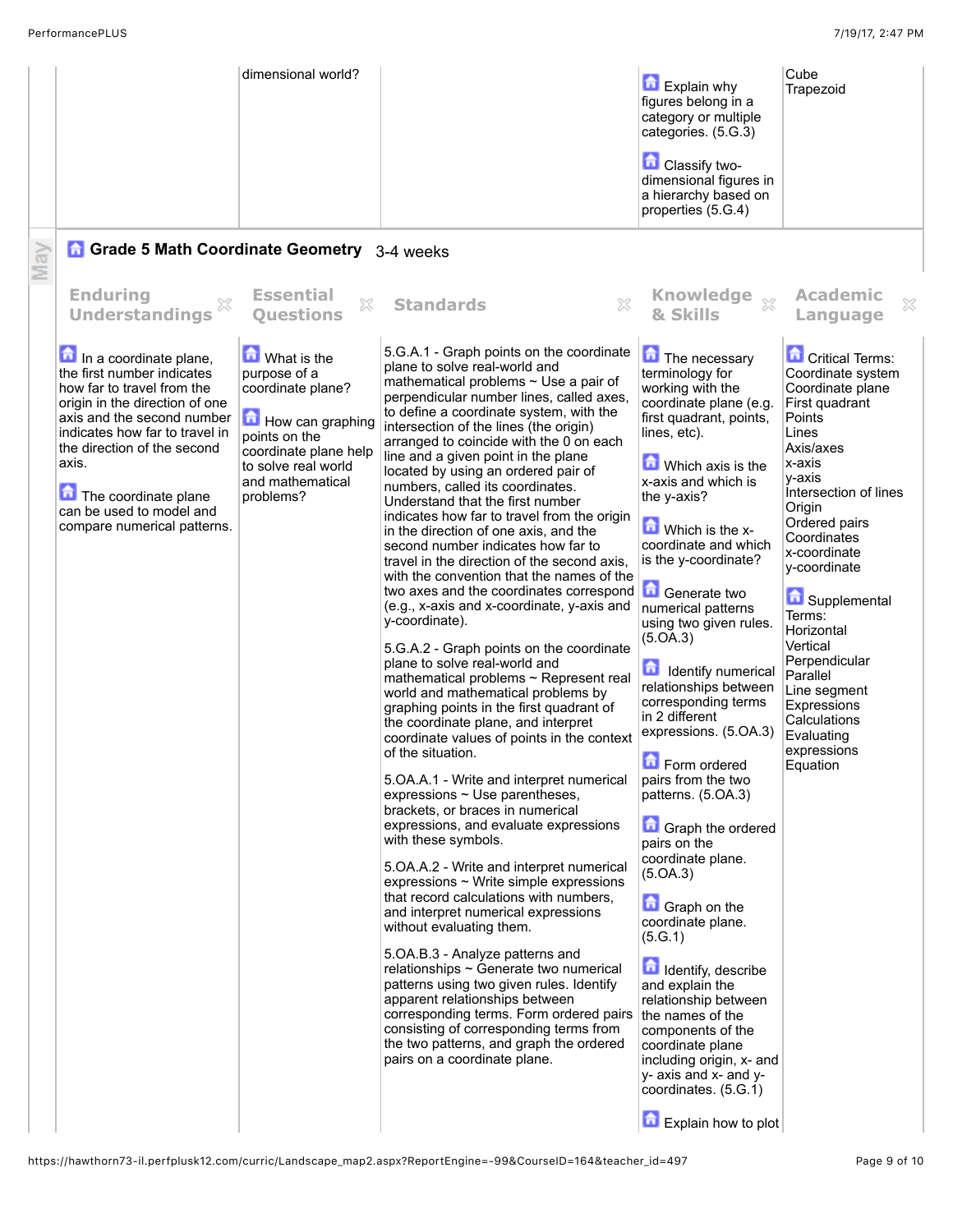| | | | | |
|---|---|---|---|---|
| | dimensional world? | | Explain why figures belong in a category or multiple categories. (5.G.3)<br><br>Classify two-dimensional figures in a hierarchy based on properties (5.G.4) | Cube<br>Trapezoid |

May

## Grade 5 Math Coordinate Geometry 3-4 weeks

| Enduring Understandings | Essential Questions | Standards | Knowledge & Skills | Academic Language |
|---|---|---|---|---|
| In a coordinate plane, the first number indicates how far to travel from the origin in the direction of one axis and the second number indicates how far to travel in the direction of the second axis.<br><br>The coordinate plane can be used to model and compare numerical patterns. | What is the purpose of a coordinate plane?<br><br>How can graphing points on the coordinate plane help to solve real world and mathematical problems? | 5.G.A.1 - Graph points on the coordinate plane to solve real-world and mathematical problems ~ Use a pair of perpendicular number lines, called axes, to define a coordinate system, with the intersection of the lines (the origin) arranged to coincide with the 0 on each line and a given point in the plane located by using an ordered pair of numbers, called its coordinates. Understand that the first number indicates how far to travel from the origin in the direction of one axis, and the second number indicates how far to travel in the direction of the second axis, with the convention that the names of the two axes and the coordinates correspond (e.g., x-axis and x-coordinate, y-axis and y-coordinate).<br><br>5.G.A.2 - Graph points on the coordinate plane to solve real-world and mathematical problems ~ Represent real world and mathematical problems by graphing points in the first quadrant of the coordinate plane, and interpret coordinate values of points in the context of the situation.<br><br>5.OA.A.1 - Write and interpret numerical expressions ~ Use parentheses, brackets, or braces in numerical expressions, and evaluate expressions with these symbols.<br><br>5.OA.A.2 - Write and interpret numerical expressions ~ Write simple expressions that record calculations with numbers, and interpret numerical expressions without evaluating them.<br><br>5.OA.B.3 - Analyze patterns and relationships ~ Generate two numerical patterns using two given rules. Identify apparent relationships between corresponding terms. Form ordered pairs consisting of corresponding terms from the two patterns, and graph the ordered pairs on a coordinate plane. | The necessary terminology for working with the coordinate plane (e.g. first quadrant, points, lines, etc).<br><br>Which axis is the x-axis and which is the y-axis?<br><br>Which is the x-coordinate and which is the y-coordinate?<br><br>Generate two numerical patterns using two given rules. (5.OA.3)<br><br>Identify numerical relationships between corresponding terms in 2 different expressions. (5.OA.3)<br><br>Form ordered pairs from the two patterns. (5.OA.3)<br><br>Graph the ordered pairs on the coordinate plane. (5.OA.3)<br><br>Graph on the coordinate plane. (5.G.1)<br><br>Identify, describe and explain the relationship between the names of the components of the coordinate plane including origin, x- and y- axis and x- and y-coordinates. (5.G.1)<br><br>Explain how to plot | Critical Terms:<br>Coordinate system<br>Coordinate plane<br>First quadrant<br>Points<br>Lines<br>Axis/axes<br>x-axis<br>y-axis<br>Intersection of lines<br>Origin<br>Ordered pairs<br>Coordinates<br>x-coordinate<br>y-coordinate<br><br>Supplemental Terms:<br>Horizontal<br>Vertical<br>Perpendicular<br>Parallel<br>Line segment<br>Expressions<br>Calculations<br>Evaluating expressions<br>Equation |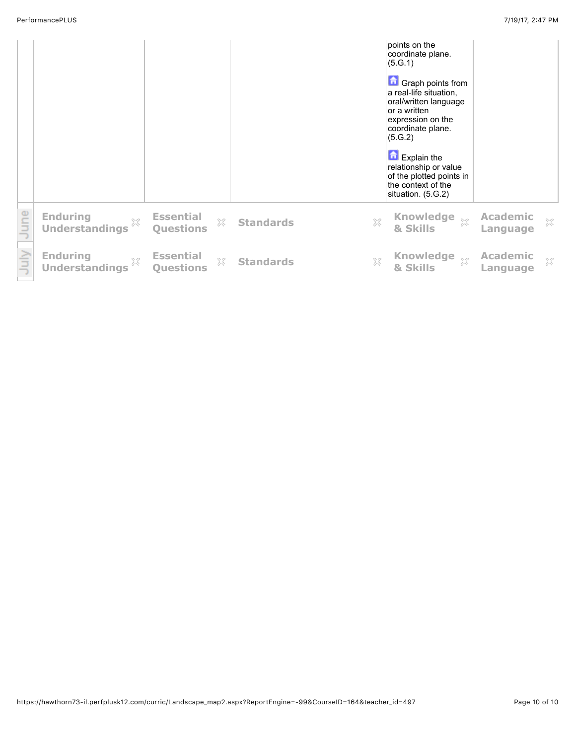| | Enduring Understandings | Essential Questions | Standards | Knowledge & Skills | Academic Language |
|---|---|---|---|---|---|
| | | | | points on the coordinate plane. (5.G.1)<br><br>Graph points from a real-life situation, oral/written language or a written expression on the coordinate plane. (5.G.2)<br><br>Explain the relationship or value of the plotted points in the context of the situation. (5.G.2) | |
| June | Enduring Understandings | Essential Questions | Standards | Knowledge & Skills | Academic Language |
| July | Enduring Understandings | Essential Questions | Standards | Knowledge & Skills | Academic Language |